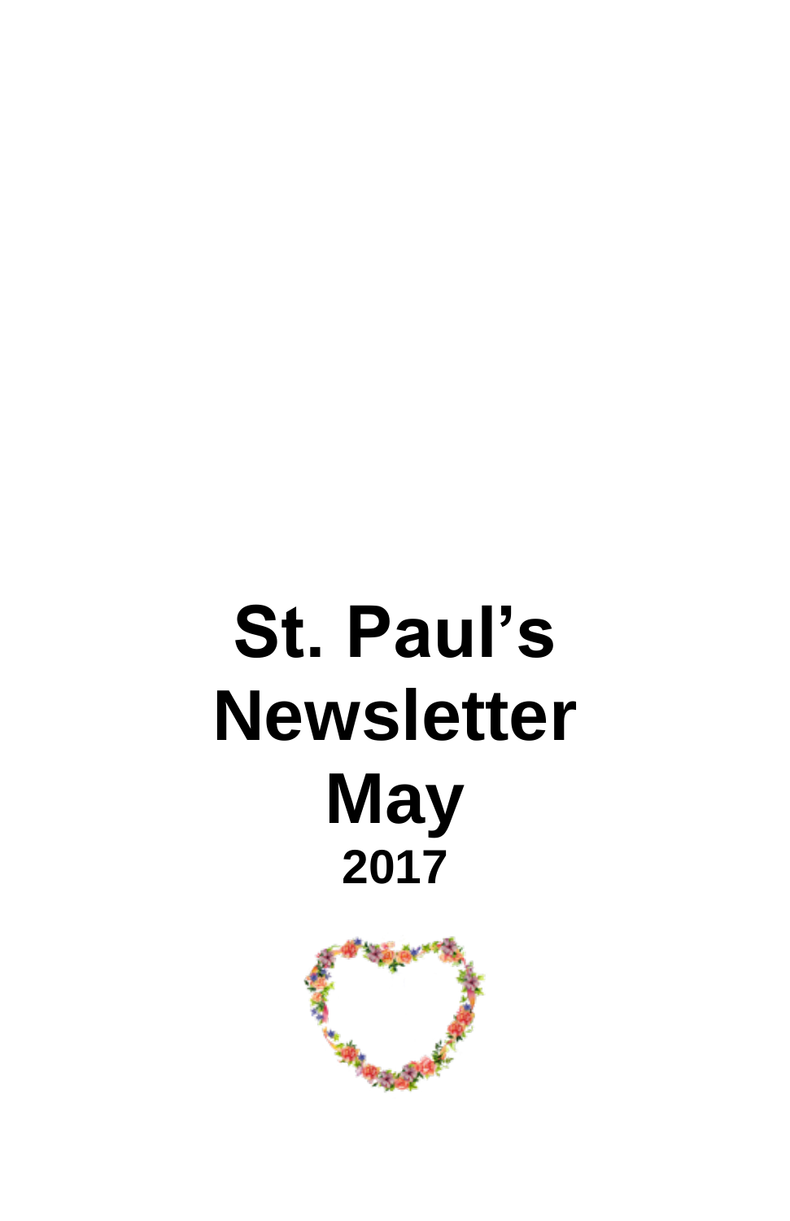# St. Paul's Newsletter

# May

## 2017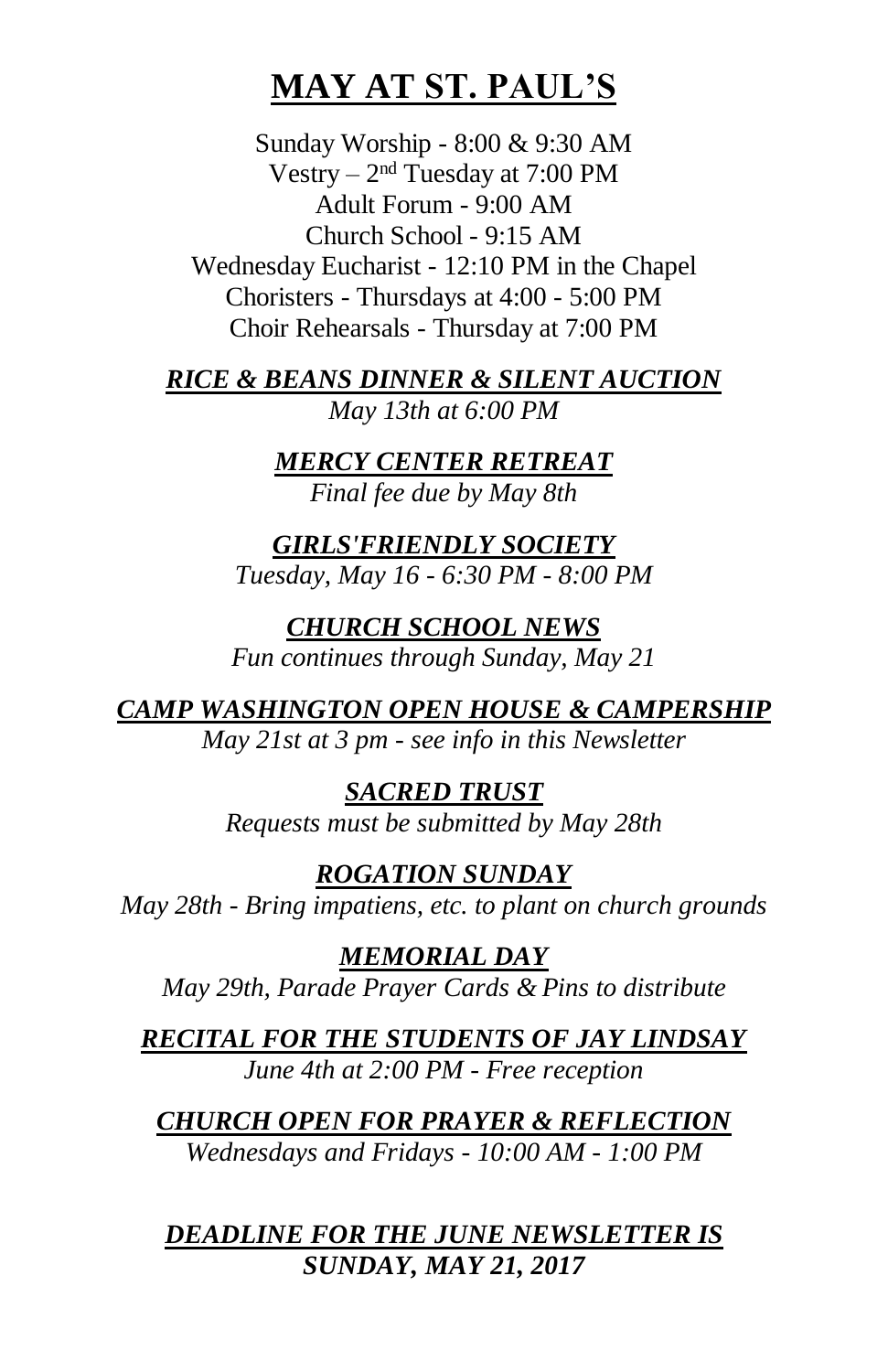# MAY AT ST. PAUL'S

Sunday Worship - 8:00 & 9:30 AM
Vestry – 2nd Tuesday at 7:00 PM
Adult Forum - 9:00 AM
Church School - 9:15 AM
Wednesday Eucharist - 12:10 PM in the Chapel
Choristers - Thursdays at 4:00 - 5:00 PM
Choir Rehearsals - Thursday at 7:00 PM

***RICE & BEANS DINNER & SILENT AUCTION***
*May 13th at 6:00 PM*

***MERCY CENTER RETREAT***
*Final fee due by May 8th*

***GIRLS'FRIENDLY SOCIETY***
*Tuesday, May 16 - 6:30 PM - 8:00 PM*

***CHURCH SCHOOL NEWS***
*Fun continues through Sunday, May 21*

***CAMP WASHINGTON OPEN HOUSE & CAMPERSHIP***
*May 21st at 3 pm - see info in this Newsletter*

***SACRED TRUST***
*Requests must be submitted by May 28th*

***ROGATION SUNDAY***
*May 28th - Bring impatiens, etc. to plant on church grounds*

***MEMORIAL DAY***
*May 29th, Parade Prayer Cards & Pins to distribute*

***RECITAL FOR THE STUDENTS OF JAY LINDSAY***
*June 4th at 2:00 PM - Free reception*

***CHURCH OPEN FOR PRAYER & REFLECTION***
*Wednesdays and Fridays - 10:00 AM - 1:00 PM*

***DEADLINE FOR THE JUNE NEWSLETTER IS***
***SUNDAY, MAY 21, 2017***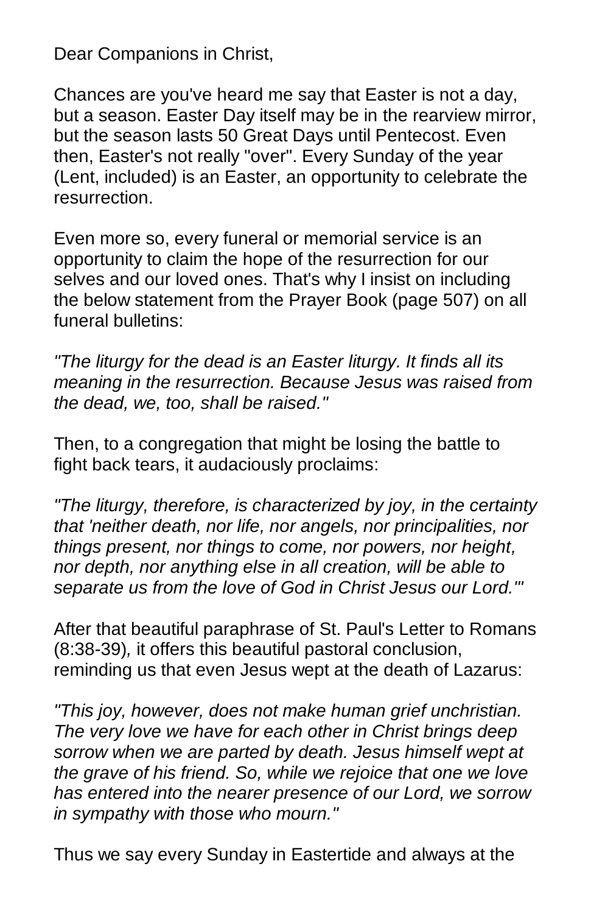Dear Companions in Christ,

Chances are you've heard me say that Easter is not a day, but a season. Easter Day itself may be in the rearview mirror, but the season lasts 50 Great Days until Pentecost. Even then, Easter's not really "over". Every Sunday of the year (Lent, included) is an Easter, an opportunity to celebrate the resurrection.

Even more so, every funeral or memorial service is an opportunity to claim the hope of the resurrection for our selves and our loved ones. That's why I insist on including the below statement from the Prayer Book (page 507) on all funeral bulletins:

*"The liturgy for the dead is an Easter liturgy. It finds all its meaning in the resurrection. Because Jesus was raised from the dead, we, too, shall be raised."*

Then, to a congregation that might be losing the battle to fight back tears, it audaciously proclaims:

*"The liturgy, therefore, is characterized by joy, in the certainty that 'neither death, nor life, nor angels, nor principalities, nor things present, nor things to come, nor powers, nor height, nor depth, nor anything else in all creation, will be able to separate us from the love of God in Christ Jesus our Lord.'"*

After that beautiful paraphrase of St. Paul's Letter to Romans (8:38-39), it offers this beautiful pastoral conclusion, reminding us that even Jesus wept at the death of Lazarus:

*"This joy, however, does not make human grief unchristian. The very love we have for each other in Christ brings deep sorrow when we are parted by death. Jesus himself wept at the grave of his friend. So, while we rejoice that one we love has entered into the nearer presence of our Lord, we sorrow in sympathy with those who mourn."*

Thus we say every Sunday in Eastertide and always at the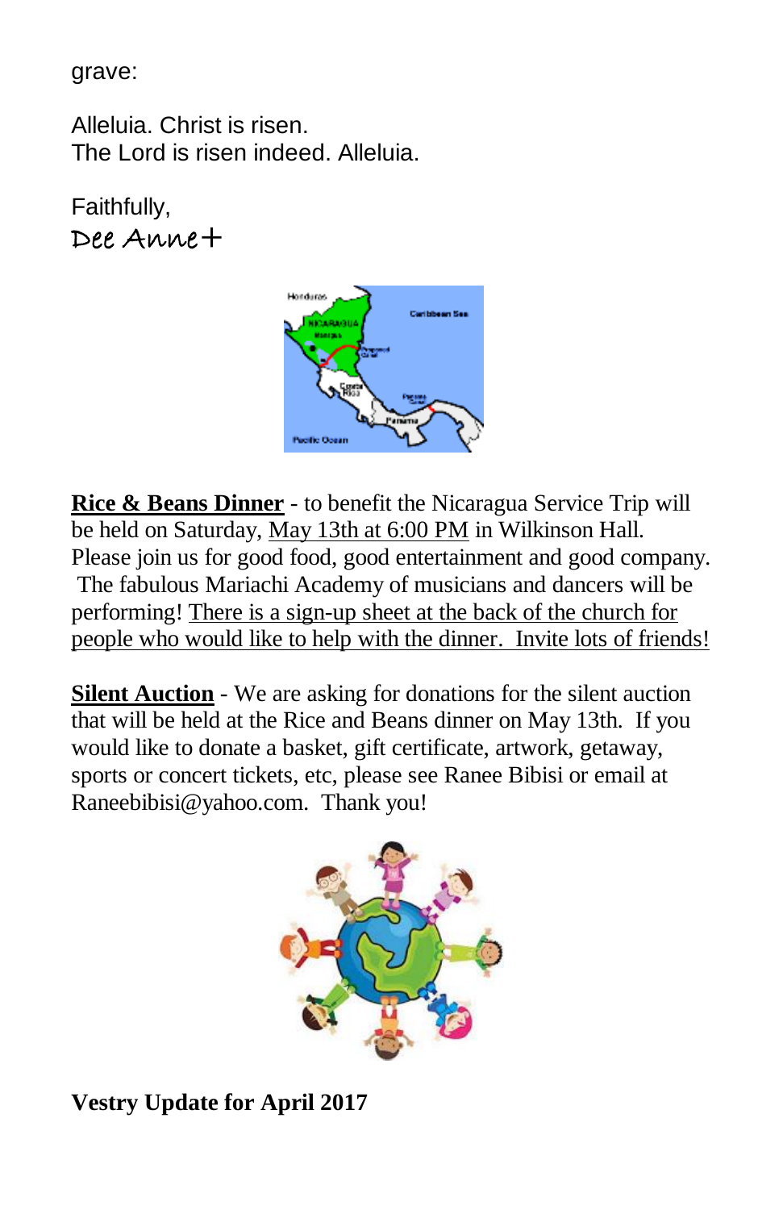grave:

Alleluia. Christ is risen.
The Lord is risen indeed. Alleluia.

Faithfully,
Dee Anne+

**Rice & Beans Dinner** - to benefit the Nicaragua Service Trip will be held on Saturday, May 13th at 6:00 PM in Wilkinson Hall. Please join us for good food, good entertainment and good company. The fabulous Mariachi Academy of musicians and dancers will be performing! There is a sign-up sheet at the back of the church for people who would like to help with the dinner. Invite lots of friends!

**Silent Auction** - We are asking for donations for the silent auction that will be held at the Rice and Beans dinner on May 13th. If you would like to donate a basket, gift certificate, artwork, getaway, sports or concert tickets, etc, please see Ranee Bibisi or email at Raneebibisi@yahoo.com. Thank you!

**Vestry Update for April 2017**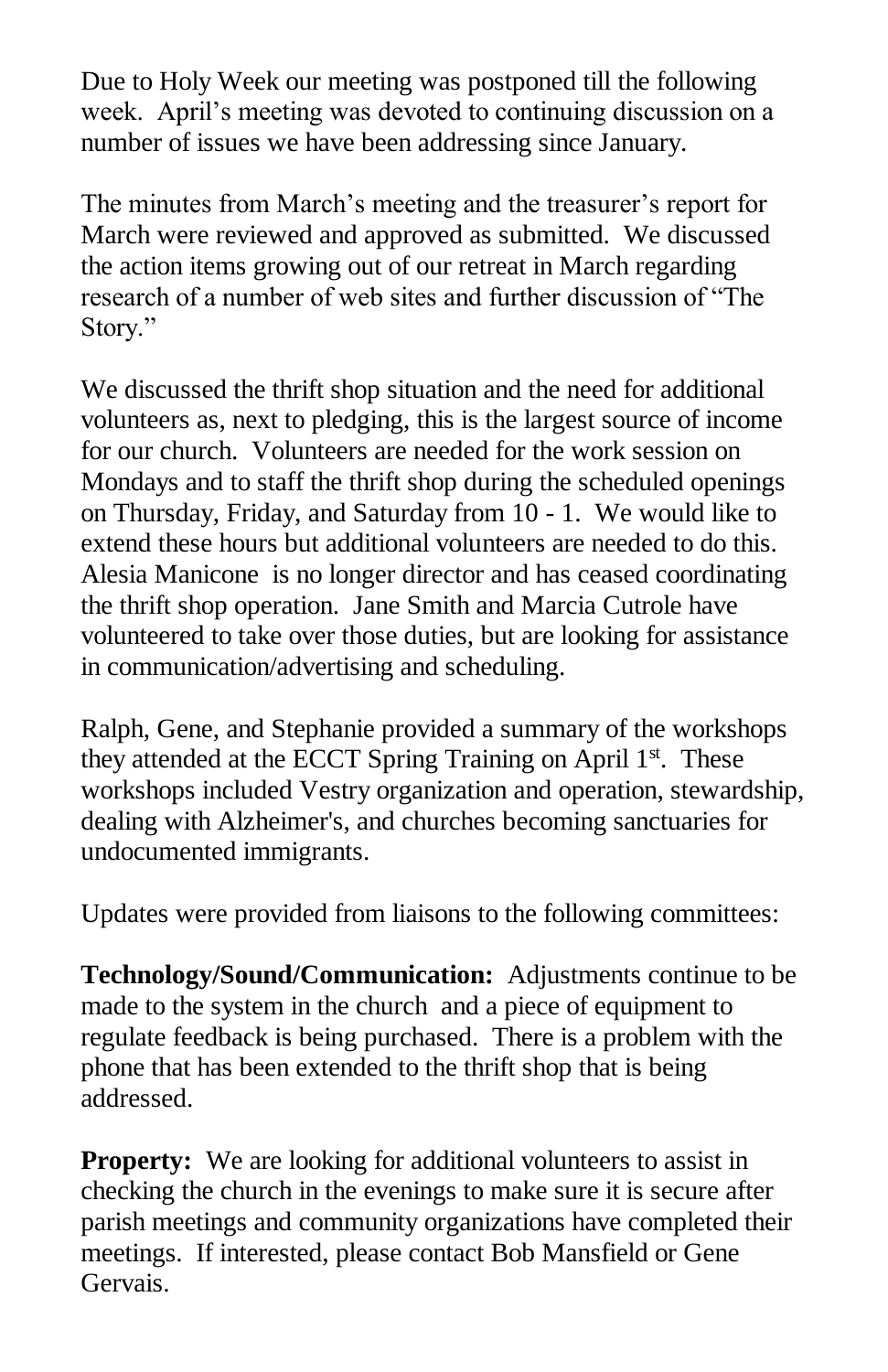Due to Holy Week our meeting was postponed till the following week. April's meeting was devoted to continuing discussion on a number of issues we have been addressing since January.

The minutes from March's meeting and the treasurer's report for March were reviewed and approved as submitted. We discussed the action items growing out of our retreat in March regarding research of a number of web sites and further discussion of "The Story."

We discussed the thrift shop situation and the need for additional volunteers as, next to pledging, this is the largest source of income for our church. Volunteers are needed for the work session on Mondays and to staff the thrift shop during the scheduled openings on Thursday, Friday, and Saturday from 10 - 1. We would like to extend these hours but additional volunteers are needed to do this. Alesia Manicone is no longer director and has ceased coordinating the thrift shop operation. Jane Smith and Marcia Cutrole have volunteered to take over those duties, but are looking for assistance in communication/advertising and scheduling.

Ralph, Gene, and Stephanie provided a summary of the workshops they attended at the ECCT Spring Training on April 1st. These workshops included Vestry organization and operation, stewardship, dealing with Alzheimer's, and churches becoming sanctuaries for undocumented immigrants.

Updates were provided from liaisons to the following committees:

**Technology/Sound/Communication:** Adjustments continue to be made to the system in the church and a piece of equipment to regulate feedback is being purchased. There is a problem with the phone that has been extended to the thrift shop that is being addressed.

**Property:** We are looking for additional volunteers to assist in checking the church in the evenings to make sure it is secure after parish meetings and community organizations have completed their meetings. If interested, please contact Bob Mansfield or Gene Gervais.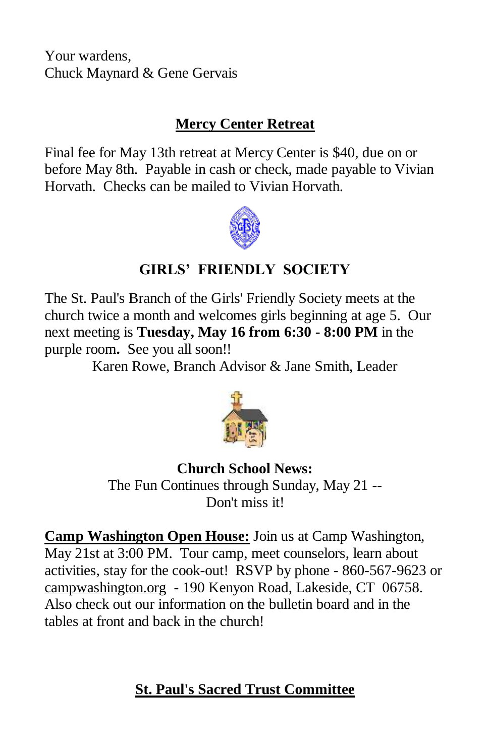Your wardens,
Chuck Maynard & Gene Gervais

## Mercy Center Retreat

Final fee for May 13th retreat at Mercy Center is $40, due on or before May 8th. Payable in cash or check, made payable to Vivian Horvath. Checks can be mailed to Vivian Horvath.

## GIRLS' FRIENDLY SOCIETY

The St. Paul's Branch of the Girls' Friendly Society meets at the church twice a month and welcomes girls beginning at age 5. Our next meeting is **Tuesday, May 16 from 6:30 - 8:00 PM** in the purple room**.** See you all soon!!

Karen Rowe, Branch Advisor & Jane Smith, Leader

**Church School News:**
The Fun Continues through Sunday, May 21 --
Don't miss it!

**Camp Washington Open House:** Join us at Camp Washington, May 21st at 3:00 PM. Tour camp, meet counselors, learn about activities, stay for the cook-out! RSVP by phone - 860-567-9623 or campwashington.org - 190 Kenyon Road, Lakeside, CT 06758. Also check out our information on the bulletin board and in the tables at front and back in the church!

## St. Paul's Sacred Trust Committee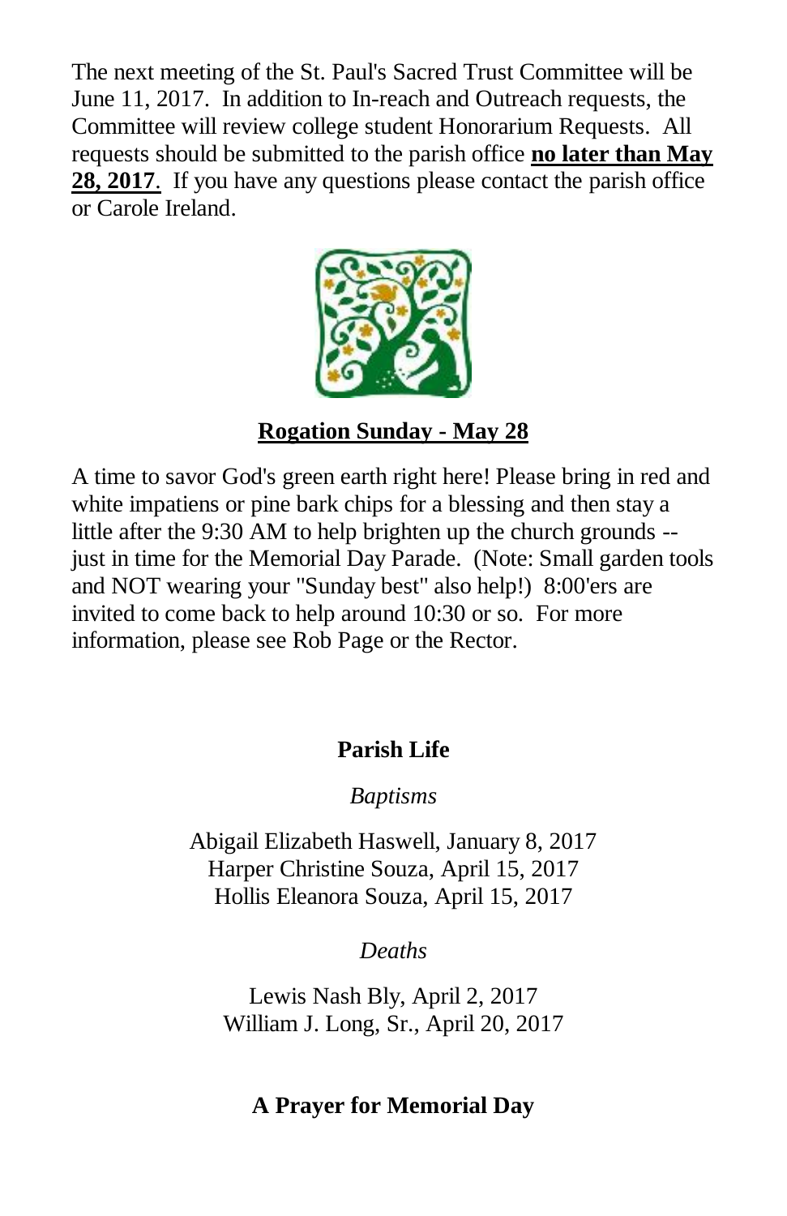The next meeting of the St. Paul's Sacred Trust Committee will be June 11, 2017. In addition to In-reach and Outreach requests, the Committee will review college student Honorarium Requests. All requests should be submitted to the parish office **no later than May 28, 2017**. If you have any questions please contact the parish office or Carole Ireland.

**Rogation Sunday - May 28**

A time to savor God's green earth right here! Please bring in red and white impatiens or pine bark chips for a blessing and then stay a little after the 9:30 AM to help brighten up the church grounds -- just in time for the Memorial Day Parade. (Note: Small garden tools and NOT wearing your "Sunday best" also help!) 8:00'ers are invited to come back to help around 10:30 or so. For more information, please see Rob Page or the Rector.

## Parish Life

*Baptisms*

Abigail Elizabeth Haswell, January 8, 2017
Harper Christine Souza, April 15, 2017
Hollis Eleanora Souza, April 15, 2017

*Deaths*

Lewis Nash Bly, April 2, 2017
William J. Long, Sr., April 20, 2017

## A Prayer for Memorial Day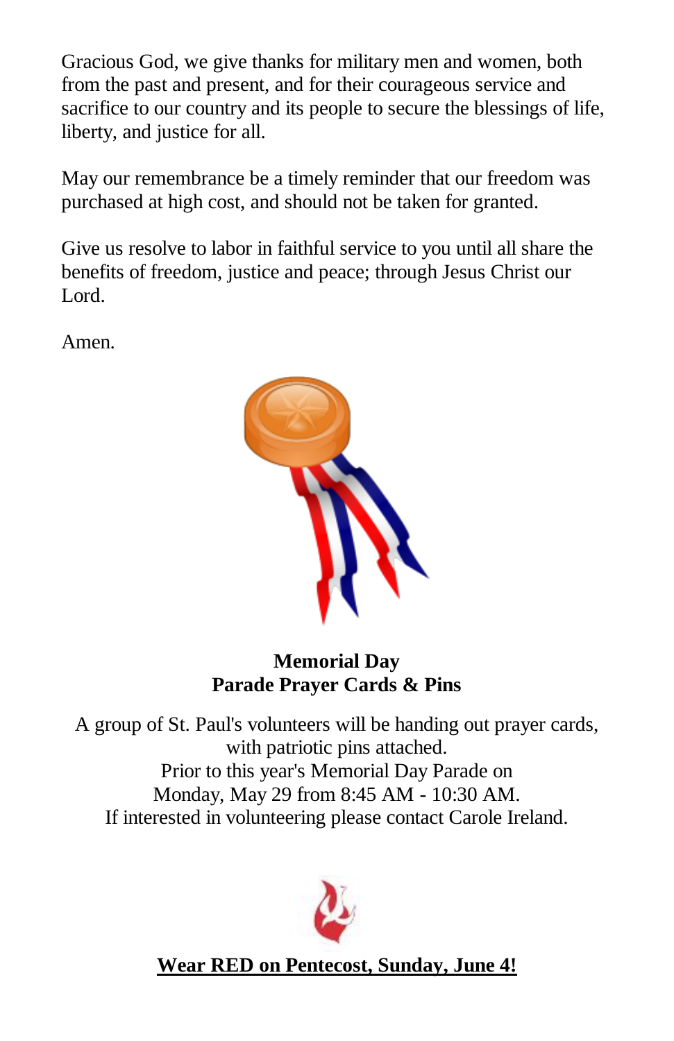Gracious God, we give thanks for military men and women, both from the past and present, and for their courageous service and sacrifice to our country and its people to secure the blessings of life, liberty, and justice for all.

May our remembrance be a timely reminder that our freedom was purchased at high cost, and should not be taken for granted.

Give us resolve to labor in faithful service to you until all share the benefits of freedom, justice and peace; through Jesus Christ our Lord.

Amen.

**Memorial Day**
**Parade Prayer Cards & Pins**

A group of St. Paul's volunteers will be handing out prayer cards, with patriotic pins attached.
Prior to this year's Memorial Day Parade on
Monday, May 29 from 8:45 AM - 10:30 AM.
If interested in volunteering please contact Carole Ireland.

**Wear RED on Pentecost, Sunday, June 4!**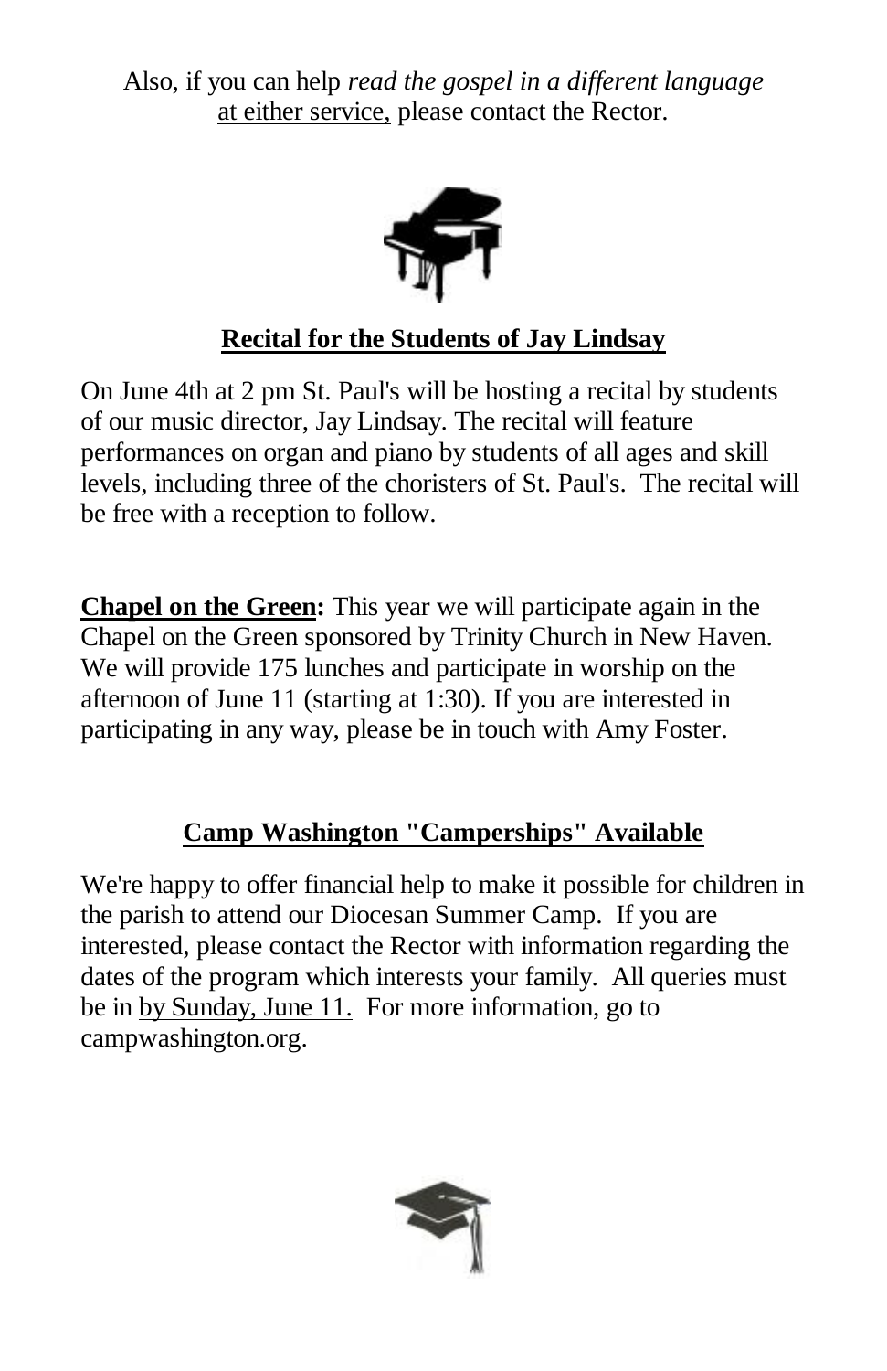Also, if you can help *read the gospel in a different language* at either service, please contact the Rector.

## Recital for the Students of Jay Lindsay

On June 4th at 2 pm St. Paul's will be hosting a recital by students of our music director, Jay Lindsay. The recital will feature performances on organ and piano by students of all ages and skill levels, including three of the choristers of St. Paul's. The recital will be free with a reception to follow.

**Chapel on the Green:** This year we will participate again in the Chapel on the Green sponsored by Trinity Church in New Haven. We will provide 175 lunches and participate in worship on the afternoon of June 11 (starting at 1:30). If you are interested in participating in any way, please be in touch with Amy Foster.

## Camp Washington "Camperships" Available

We're happy to offer financial help to make it possible for children in the parish to attend our Diocesan Summer Camp. If you are interested, please contact the Rector with information regarding the dates of the program which interests your family. All queries must be in by Sunday, June 11. For more information, go to campwashington.org.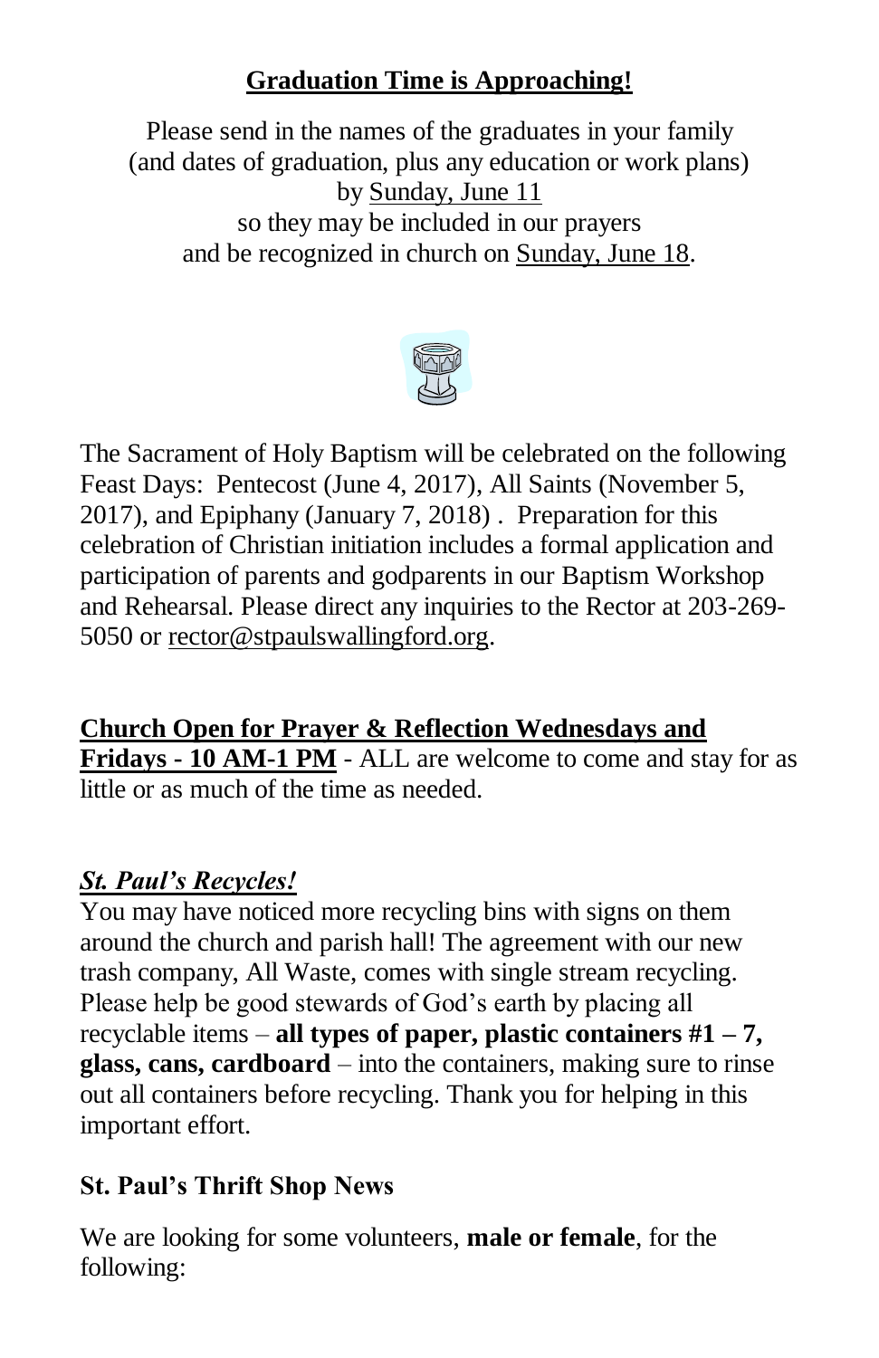## Graduation Time is Approaching!

Please send in the names of the graduates in your family (and dates of graduation, plus any education or work plans) by Sunday, June 11 so they may be included in our prayers and be recognized in church on Sunday, June 18.

The Sacrament of Holy Baptism will be celebrated on the following Feast Days: Pentecost (June 4, 2017), All Saints (November 5, 2017), and Epiphany (January 7, 2018) . Preparation for this celebration of Christian initiation includes a formal application and participation of parents and godparents in our Baptism Workshop and Rehearsal. Please direct any inquiries to the Rector at 203-269-5050 or rector@stpaulswallingford.org.

**Church Open for Prayer & Reflection Wednesdays and Fridays - 10 AM-1 PM** - ALL are welcome to come and stay for as little or as much of the time as needed.

***St. Paul's Recycles!***

You may have noticed more recycling bins with signs on them around the church and parish hall! The agreement with our new trash company, All Waste, comes with single stream recycling. Please help be good stewards of God's earth by placing all recyclable items – **all types of paper, plastic containers #1 – 7, glass, cans, cardboard** – into the containers, making sure to rinse out all containers before recycling. Thank you for helping in this important effort.

**St. Paul's Thrift Shop News**

We are looking for some volunteers, **male or female**, for the following: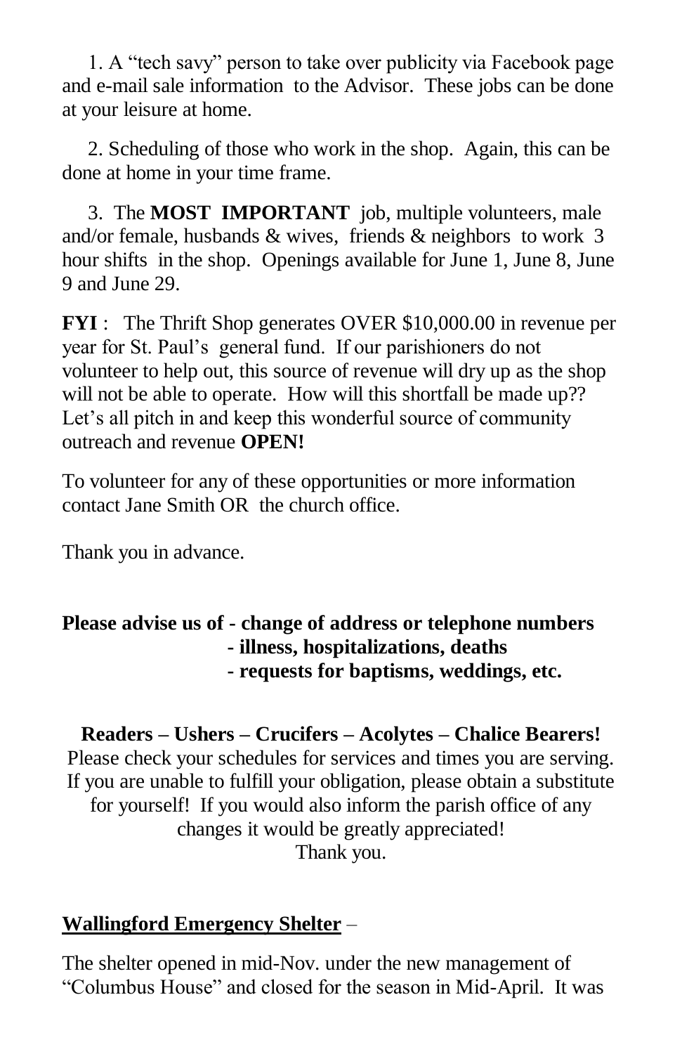1. A “tech savy” person to take over publicity via Facebook page and e-mail sale information to the Advisor. These jobs can be done at your leisure at home.

2. Scheduling of those who work in the shop. Again, this can be done at home in your time frame.

3. The **MOST IMPORTANT** job, multiple volunteers, male and/or female, husbands & wives, friends & neighbors to work 3 hour shifts in the shop. Openings available for June 1, June 8, June 9 and June 29.

**FYI** : The Thrift Shop generates OVER $10,000.00 in revenue per year for St. Paul’s general fund. If our parishioners do not volunteer to help out, this source of revenue will dry up as the shop will not be able to operate. How will this shortfall be made up?? Let’s all pitch in and keep this wonderful source of community outreach and revenue **OPEN!**

To volunteer for any of these opportunities or more information contact Jane Smith OR the church office.

Thank you in advance.

**Please advise us of - change of address or telephone numbers**
**- illness, hospitalizations, deaths**
**- requests for baptisms, weddings, etc.**

**Readers – Ushers – Crucifers – Acolytes – Chalice Bearers!**
Please check your schedules for services and times you are serving. If you are unable to fulfill your obligation, please obtain a substitute for yourself! If you would also inform the parish office of any changes it would be greatly appreciated!
Thank you.

**Wallingford Emergency Shelter** –

The shelter opened in mid-Nov. under the new management of “Columbus House” and closed for the season in Mid-April. It was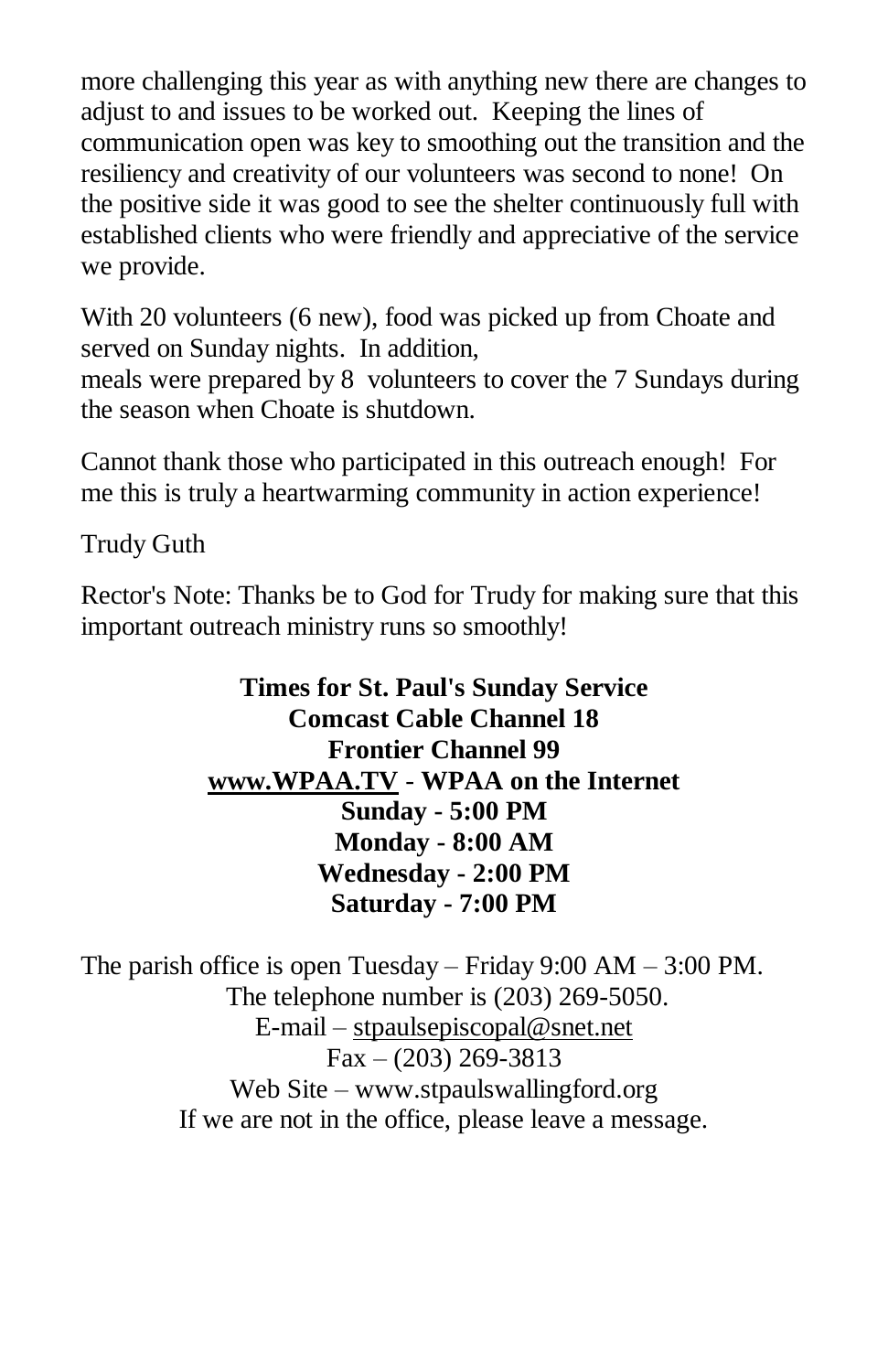more challenging this year as with anything new there are changes to adjust to and issues to be worked out. Keeping the lines of communication open was key to smoothing out the transition and the resiliency and creativity of our volunteers was second to none! On the positive side it was good to see the shelter continuously full with established clients who were friendly and appreciative of the service we provide.

With 20 volunteers (6 new), food was picked up from Choate and served on Sunday nights. In addition,
meals were prepared by 8 volunteers to cover the 7 Sundays during the season when Choate is shutdown.

Cannot thank those who participated in this outreach enough! For me this is truly a heartwarming community in action experience!

Trudy Guth

Rector's Note: Thanks be to God for Trudy for making sure that this important outreach ministry runs so smoothly!

**Times for St. Paul's Sunday Service**
**Comcast Cable Channel 18**
**Frontier Channel 99**
**www.WPAA.TV - WPAA on the Internet**
**Sunday - 5:00 PM**
**Monday - 8:00 AM**
**Wednesday - 2:00 PM**
**Saturday - 7:00 PM**

The parish office is open Tuesday – Friday 9:00 AM – 3:00 PM.
The telephone number is (203) 269-5050.
E-mail – stpaulsepiscopal@snet.net
Fax – (203) 269-3813
Web Site – www.stpaulswallingford.org
If we are not in the office, please leave a message.